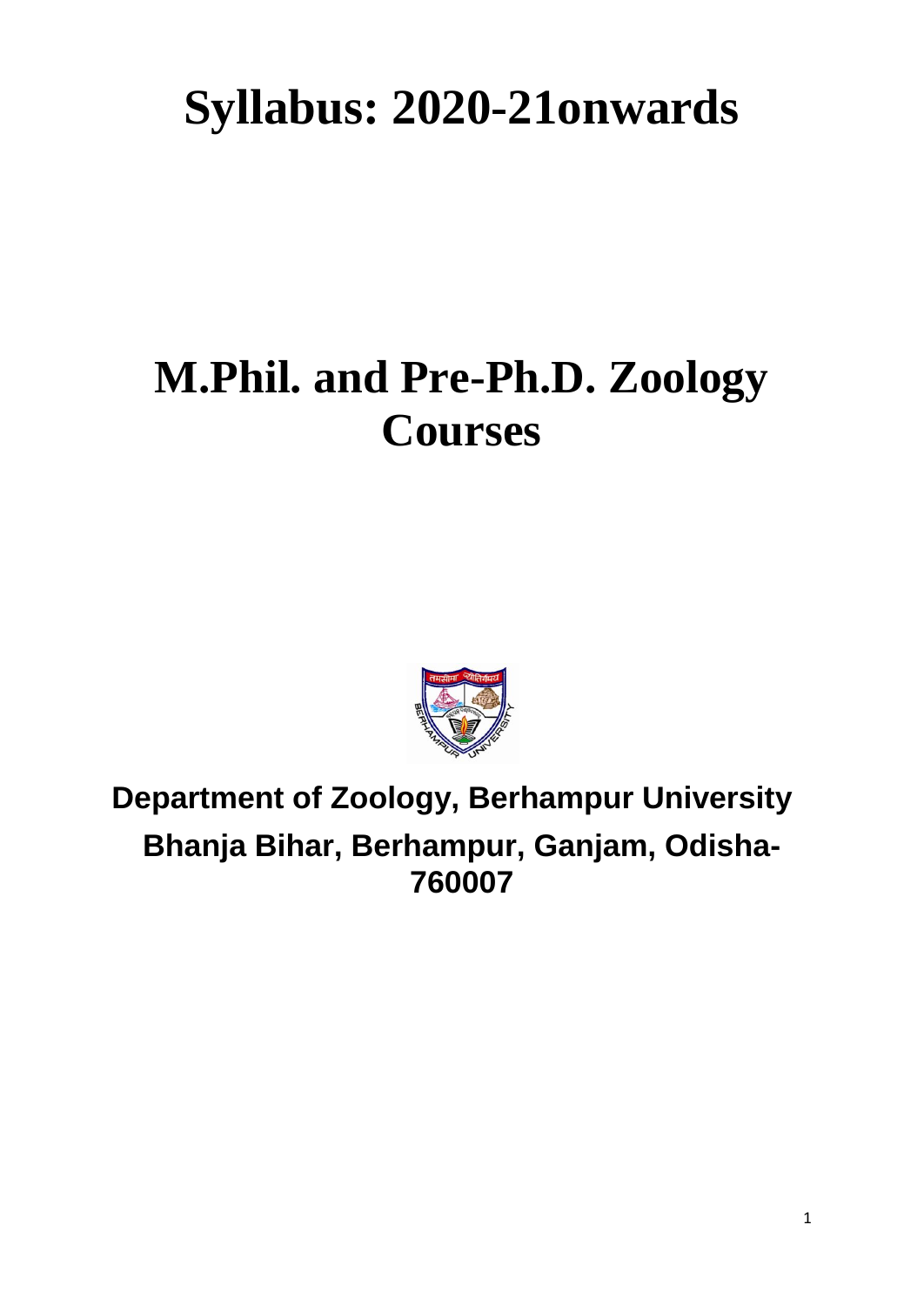# Syllabus: 2020-21onwards

# M.Phil. and Pre-Ph.D. Zoology Courses

**Department of Zoology, Berhampur University**

**Bhanja Bihar, Berhampur, Ganjam, Odisha-760007**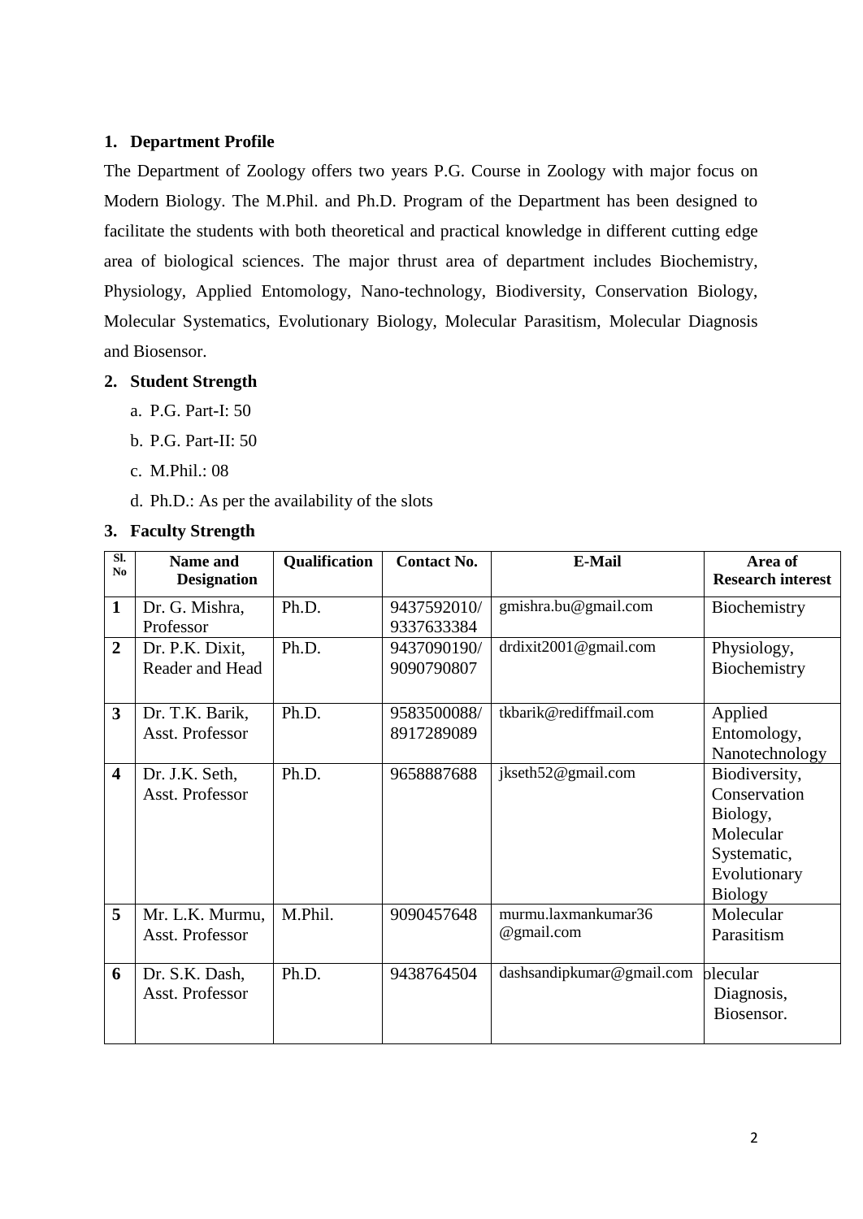1. **Department Profile**

The Department of Zoology offers two years P.G. Course in Zoology with major focus on Modern Biology. The M.Phil. and Ph.D. Program of the Department has been designed to facilitate the students with both theoretical and practical knowledge in different cutting edge area of biological sciences. The major thrust area of department includes Biochemistry, Physiology, Applied Entomology, Nano-technology, Biodiversity, Conservation Biology, Molecular Systematics, Evolutionary Biology, Molecular Parasitism, Molecular Diagnosis and Biosensor.

2. **Student Strength**

   a. P.G. Part-I: 50

   b. P.G. Part-II: 50

   c. M.Phil.: 08

   d. Ph.D.: As per the availability of the slots

3. **Faculty Strength**

| Sl. No | Name and Designation | Qualification | Contact No. | E-Mail | Area of Research interest |
|---|---|---|---|---|---|
| **1** | Dr. G. Mishra, Professor | Ph.D. | 9437592010/ 9337633384 | gmishra.bu@gmail.com | Biochemistry |
| **2** | Dr. P.K. Dixit, Reader and Head | Ph.D. | 9437090190/ 9090790807 | drdixit2001@gmail.com | Physiology, Biochemistry |
| **3** | Dr. T.K. Barik, Asst. Professor | Ph.D. | 9583500088/ 8917289089 | tkbarik@rediffmail.com | Applied Entomology, Nanotechnology |
| **4** | Dr. J.K. Seth, Asst. Professor | Ph.D. | 9658887688 | jkseth52@gmail.com | Biodiversity, Conservation Biology, Molecular Systematic, Evolutionary Biology |
| **5** | Mr. L.K. Murmu, Asst. Professor | M.Phil. | 9090457648 | murmu.laxmankumar36 @gmail.com | Molecular Parasitism |
| **6** | Dr. S.K. Dash, Asst. Professor | Ph.D. | 9438764504 | dashsandipkumar@gmail.com | olecular Diagnosis, Biosensor. |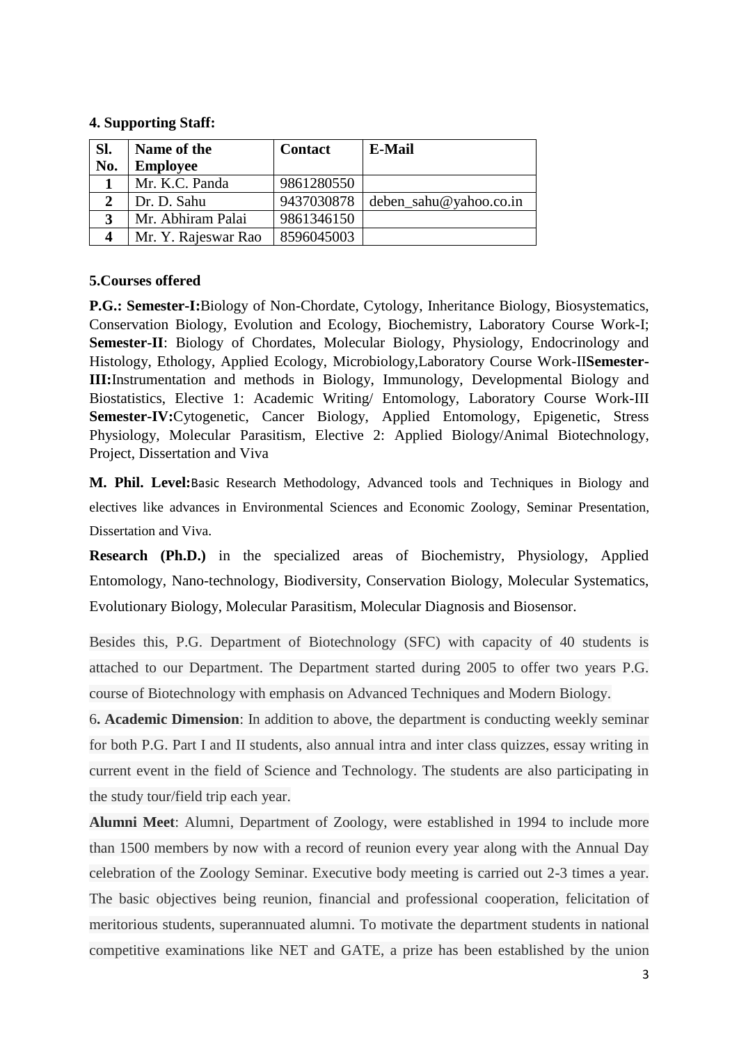**4. Supporting Staff:**

| Sl. No. | Name of the Employee | Contact | E-Mail |
|---|---|---|---|
| 1 | Mr. K.C. Panda | 9861280550 | |
| 2 | Dr. D. Sahu | 9437030878 | deben_sahu@yahoo.co.in |
| 3 | Mr. Abhiram Palai | 9861346150 | |
| 4 | Mr. Y. Rajeswar Rao | 8596045003 | |

**5.Courses offered**

**P.G.: Semester-I:**Biology of Non-Chordate, Cytology, Inheritance Biology, Biosystematics, Conservation Biology, Evolution and Ecology, Biochemistry, Laboratory Course Work-I; **Semester-II**: Biology of Chordates, Molecular Biology, Physiology, Endocrinology and Histology, Ethology, Applied Ecology, Microbiology,Laboratory Course Work-II**Semester-III:**Instrumentation and methods in Biology, Immunology, Developmental Biology and Biostatistics, Elective 1: Academic Writing/ Entomology, Laboratory Course Work-III **Semester-IV:**Cytogenetic, Cancer Biology, Applied Entomology, Epigenetic, Stress Physiology, Molecular Parasitism, Elective 2: Applied Biology/Animal Biotechnology, Project, Dissertation and Viva

**M. Phil. Level:**Basic Research Methodology, Advanced tools and Techniques in Biology and electives like advances in Environmental Sciences and Economic Zoology, Seminar Presentation, Dissertation and Viva.

**Research (Ph.D.)** in the specialized areas of Biochemistry, Physiology, Applied Entomology, Nano-technology, Biodiversity, Conservation Biology, Molecular Systematics, Evolutionary Biology, Molecular Parasitism, Molecular Diagnosis and Biosensor.

Besides this, P.G. Department of Biotechnology (SFC) with capacity of 40 students is attached to our Department. The Department started during 2005 to offer two years P.G. course of Biotechnology with emphasis on Advanced Techniques and Modern Biology.

6**. Academic Dimension**: In addition to above, the department is conducting weekly seminar for both P.G. Part I and II students, also annual intra and inter class quizzes, essay writing in current event in the field of Science and Technology. The students are also participating in the study tour/field trip each year.

**Alumni Meet**: Alumni, Department of Zoology, were established in 1994 to include more than 1500 members by now with a record of reunion every year along with the Annual Day celebration of the Zoology Seminar. Executive body meeting is carried out 2-3 times a year. The basic objectives being reunion, financial and professional cooperation, felicitation of meritorious students, superannuated alumni. To motivate the department students in national competitive examinations like NET and GATE, a prize has been established by the union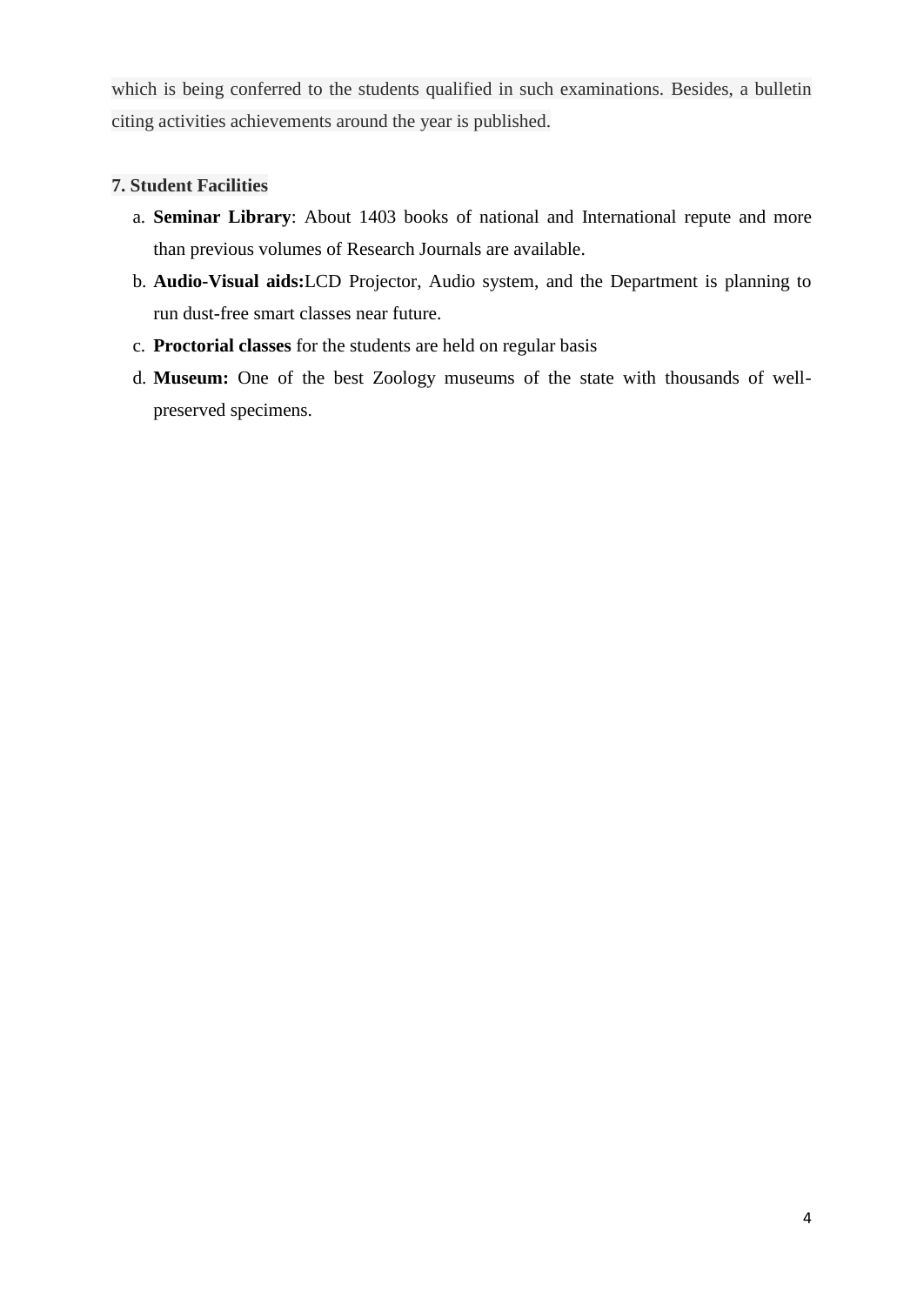which is being conferred to the students qualified in such examinations. Besides, a bulletin citing activities achievements around the year is published.

**7. Student Facilities**

a. **Seminar Library**: About 1403 books of national and International repute and more than previous volumes of Research Journals are available.
b. **Audio-Visual aids:**LCD Projector, Audio system, and the Department is planning to run dust-free smart classes near future.
c. **Proctorial classes** for the students are held on regular basis
d. **Museum:** One of the best Zoology museums of the state with thousands of well-preserved specimens.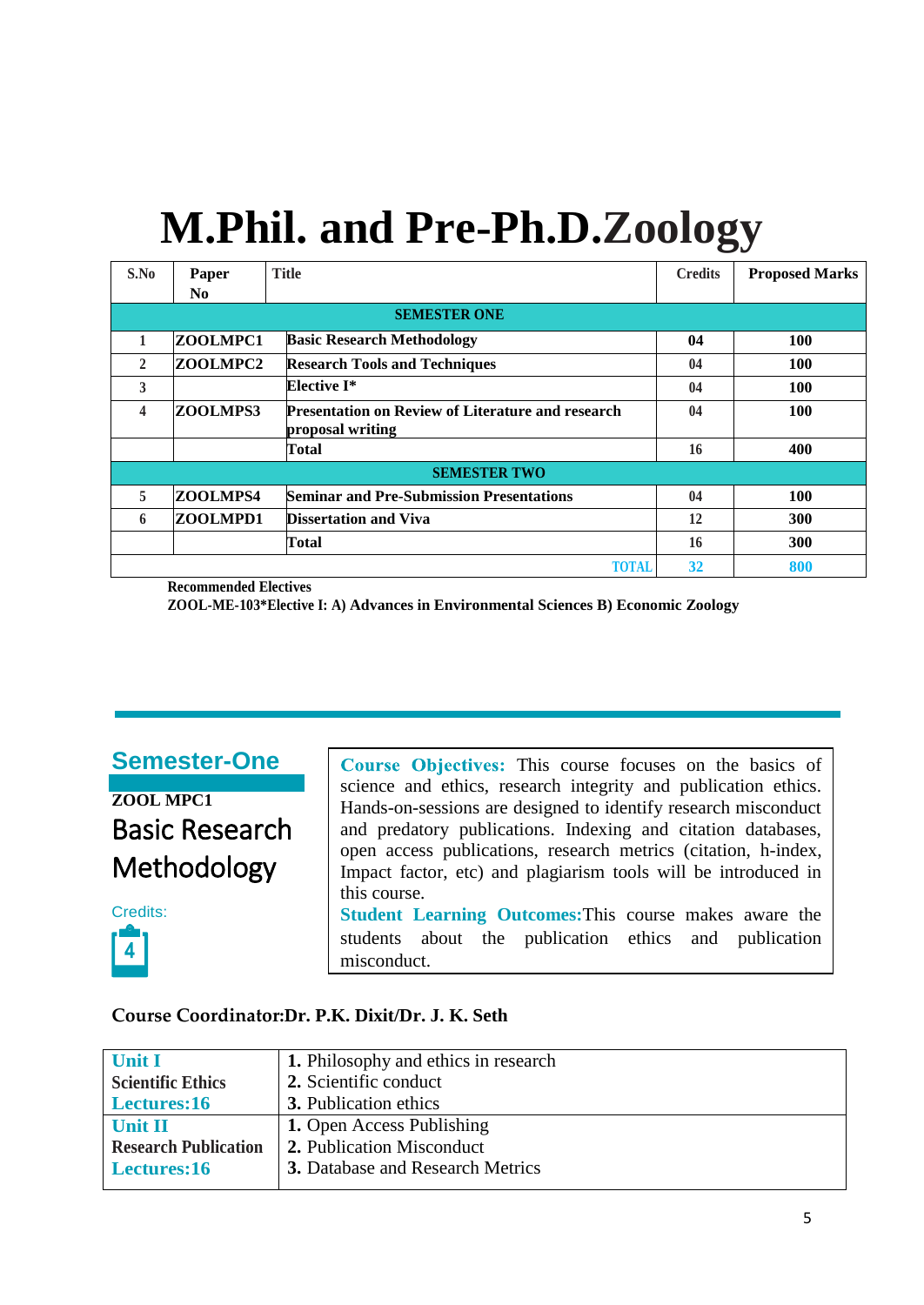# M.Phil. and Pre-Ph.D.Zoology

| S.No | Paper No | Title | Credits | Proposed Marks |
|---|---|---|---|---|
| | | **SEMESTER ONE** | | |
| 1 | ZOOLMPC1 | Basic Research Methodology | 04 | 100 |
| 2 | ZOOLMPC2 | Research Tools and Techniques | 04 | 100 |
| 3 | | Elective I* | 04 | 100 |
| 4 | ZOOLMPS3 | Presentation on Review of Literature and research proposal writing | 04 | 100 |
| | | Total | 16 | 400 |
| | | **SEMESTER TWO** | | |
| 5 | ZOOLMPS4 | Seminar and Pre-Submission Presentations | 04 | 100 |
| 6 | ZOOLMPD1 | Dissertation and Viva | 12 | 300 |
| | | Total | 16 | 300 |
| | | TOTAL | 32 | 800 |

**Recommended Electives**

**ZOOL-ME-103*Elective I: A) Advances in Environmental Sciences B) Economic Zoology**

## Semester-One

**ZOOL MPC1**

### Basic Research Methodology

Credits: 4

**Course Objectives:** This course focuses on the basics of science and ethics, research integrity and publication ethics. Hands-on-sessions are designed to identify research misconduct and predatory publications. Indexing and citation databases, open access publications, research metrics (citation, h-index, Impact factor, etc) and plagiarism tools will be introduced in this course.

**Student Learning Outcomes:** This course makes aware the students about the publication ethics and publication misconduct.

**Course Coordinator:Dr. P.K. Dixit/Dr. J. K. Seth**

| Unit | Contents |
|---|---|
| **Unit I**<br>Scientific Ethics<br>**Lectures:16** | **1.** Philosophy and ethics in research<br>**2.** Scientific conduct<br>**3.** Publication ethics |
| **Unit II**<br>Research Publication<br>**Lectures:16** | **1.** Open Access Publishing<br>**2.** Publication Misconduct<br>**3.** Database and Research Metrics |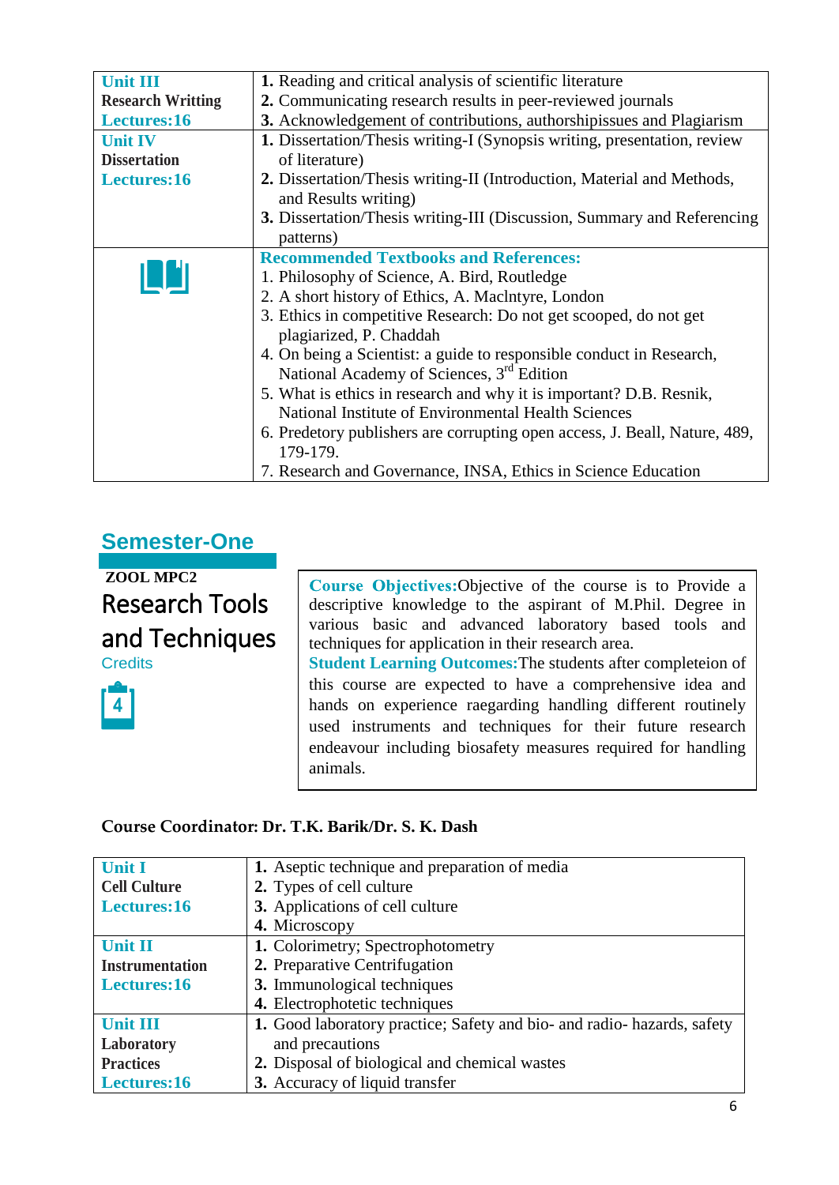| | |
|---|---|
| **Unit III**<br>**Research Writting**<br>**Lectures:16** | **1.** Reading and critical analysis of scientific literature<br>**2.** Communicating research results in peer-reviewed journals<br>**3.** Acknowledgement of contributions, authorshipissues and Plagiarism |
| **Unit IV**<br>**Dissertation**<br>**Lectures:16** | **1.** Dissertation/Thesis writing-I (Synopsis writing, presentation, review of literature)<br>**2.** Dissertation/Thesis writing-II (Introduction, Material and Methods, and Results writing)<br>**3.** Dissertation/Thesis writing-III (Discussion, Summary and Referencing patterns) |
| | **Recommended Textbooks and References:**<br>1. Philosophy of Science, A. Bird, Routledge<br>2. A short history of Ethics, A. Maclntyre, London<br>3. Ethics in competitive Research: Do not get scooped, do not get plagiarized, P. Chaddah<br>4. On being a Scientist: a guide to responsible conduct in Research, National Academy of Sciences, 3rd Edition<br>5. What is ethics in research and why it is important? D.B. Resnik, National Institute of Environmental Health Sciences<br>6. Predetory publishers are corrupting open access, J. Beall, Nature, 489, 179-179.<br>7. Research and Governance, INSA, Ethics in Science Education |

## Semester-One

**ZOOL MPC2**

# Research Tools and Techniques

Credits

4

**Course Objectives:** Objective of the course is to Provide a descriptive knowledge to the aspirant of M.Phil. Degree in various basic and advanced laboratory based tools and techniques for application in their research area.

**Student Learning Outcomes:** The students after completeion of this course are expected to have a comprehensive idea and hands on experience raegarding handling different routinely used instruments and techniques for their future research endeavour including biosafety measures required for handling animals.

**Course Coordinator: Dr. T.K. Barik/Dr. S. K. Dash**

| | |
|---|---|
| **Unit I**<br>**Cell Culture**<br>**Lectures:16** | **1.** Aseptic technique and preparation of media<br>**2.** Types of cell culture<br>**3.** Applications of cell culture<br>**4.** Microscopy |
| **Unit II**<br>**Instrumentation**<br>**Lectures:16** | **1.** Colorimetry; Spectrophotometry<br>**2.** Preparative Centrifugation<br>**3.** Immunological techniques<br>**4.** Electrophotetic techniques |
| **Unit III**<br>**Laboratory Practices**<br>**Lectures:16** | **1.** Good laboratory practice; Safety and bio- and radio- hazards, safety and precautions<br>**2.** Disposal of biological and chemical wastes<br>**3.** Accuracy of liquid transfer |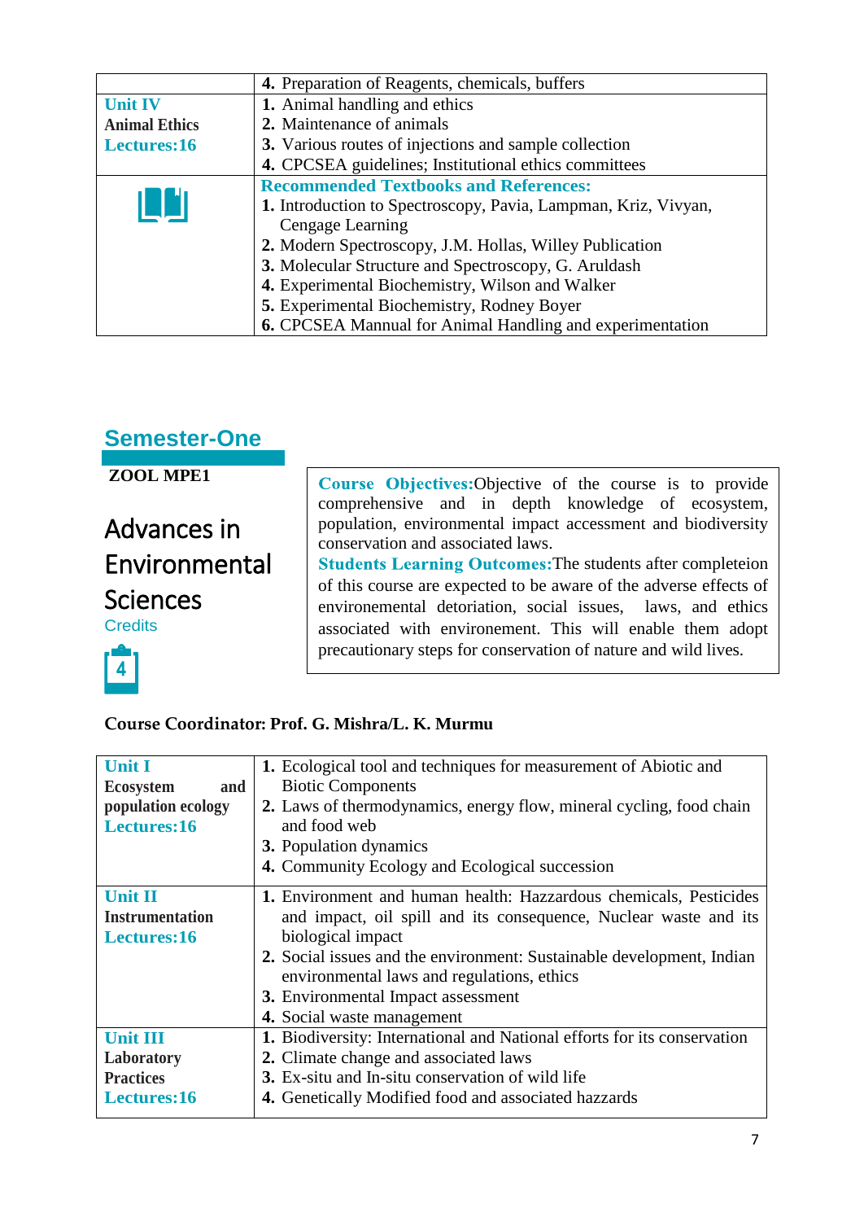|  | **4.** Preparation of Reagents, chemicals, buffers |
|---|---|
| **Unit IV**<br>**Animal Ethics**<br>**Lectures:16** | **1.** Animal handling and ethics<br>**2.** Maintenance of animals<br>**3.** Various routes of injections and sample collection<br>**4.** CPCSEA guidelines; Institutional ethics committees |
|  | **Recommended Textbooks and References:**<br>**1.** Introduction to Spectroscopy, Pavia, Lampman, Kriz, Vivyan, Cengage Learning<br>**2.** Modern Spectroscopy, J.M. Hollas, Willey Publication<br>**3.** Molecular Structure and Spectroscopy, G. Aruldash<br>**4.** Experimental Biochemistry, Wilson and Walker<br>**5.** Experimental Biochemistry, Rodney Boyer<br>**6.** CPCSEA Mannual for Animal Handling and experimentation |

## Semester-One

**ZOOL MPE1**

# Advances in Environmental Sciences

Credits

4

**Course Objectives:** Objective of the course is to provide comprehensive and in depth knowledge of ecosystem, population, environmental impact accessment and biodiversity conservation and associated laws.

**Students Learning Outcomes:** The students after completeion of this course are expected to be aware of the adverse effects of environemental detoriation, social issues, laws, and ethics associated with environement. This will enable them adopt precautionary steps for conservation of nature and wild lives.

**Course Coordinator: Prof. G. Mishra/L. K. Murmu**

| Unit | Contents |
|---|---|
| **Unit I**<br>**Ecosystem and population ecology**<br>**Lectures:16** | **1.** Ecological tool and techniques for measurement of Abiotic and Biotic Components<br>**2.** Laws of thermodynamics, energy flow, mineral cycling, food chain and food web<br>**3.** Population dynamics<br>**4.** Community Ecology and Ecological succession |
| **Unit II**<br>**Instrumentation**<br>**Lectures:16** | **1.** Environment and human health: Hazzardous chemicals, Pesticides and impact, oil spill and its consequence, Nuclear waste and its biological impact<br>**2.** Social issues and the environment: Sustainable development, Indian environmental laws and regulations, ethics<br>**3.** Environmental Impact assessment<br>**4.** Social waste management |
| **Unit III**<br>**Laboratory Practices**<br>**Lectures:16** | **1.** Biodiversity: International and National efforts for its conservation<br>**2.** Climate change and associated laws<br>**3.** Ex-situ and In-situ conservation of wild life<br>**4.** Genetically Modified food and associated hazzards |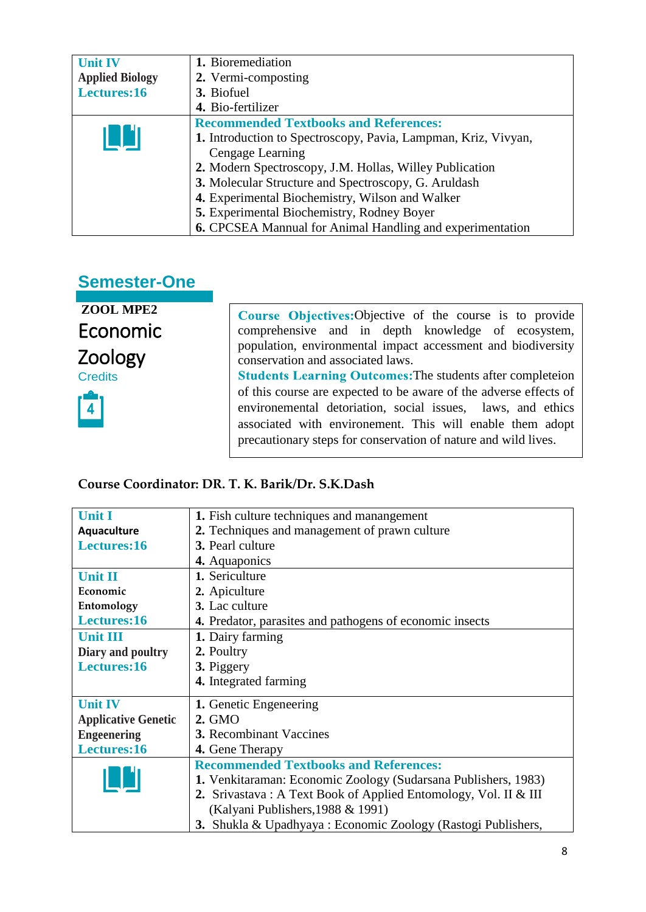| **Unit IV**<br>**Applied Biology**<br>**Lectures:16** | **1.** Bioremediation<br>**2.** Vermi-composting<br>**3.** Biofuel<br>**4.** Bio-fertilizer |
|---|---|
| | **Recommended Textbooks and References:**<br>**1.** Introduction to Spectroscopy, Pavia, Lampman, Kriz, Vivyan, Cengage Learning<br>**2.** Modern Spectroscopy, J.M. Hollas, Willey Publication<br>**3.** Molecular Structure and Spectroscopy, G. Aruldash<br>**4.** Experimental Biochemistry, Wilson and Walker<br>**5.** Experimental Biochemistry, Rodney Boyer<br>**6.** CPCSEA Mannual for Animal Handling and experimentation |

## Semester-One

**ZOOL MPE2**

# Economic Zoology

Credits

4

**Course Objectives:** Objective of the course is to provide comprehensive and in depth knowledge of ecosystem, population, environmental impact accessment and biodiversity conservation and associated laws.

**Students Learning Outcomes:** The students after completeion of this course are expected to be aware of the adverse effects of environemental detoriation, social issues, laws, and ethics associated with environement. This will enable them adopt precautionary steps for conservation of nature and wild lives.

**Course Coordinator: DR. T. K. Barik/Dr. S.K.Dash**

| **Unit I**<br>**Aquaculture**<br>**Lectures:16** | **1.** Fish culture techniques and manangement<br>**2.** Techniques and management of prawn culture<br>**3.** Pearl culture<br>**4.** Aquaponics |
|---|---|
| **Unit II**<br>**Economic Entomology**<br>**Lectures:16** | **1.** Sericulture<br>**2.** Apiculture<br>**3.** Lac culture<br>**4.** Predator, parasites and pathogens of economic insects |
| **Unit III**<br>**Diary and poultry**<br>**Lectures:16** | **1.** Dairy farming<br>**2.** Poultry<br>**3.** Piggery<br>**4.** Integrated farming |
| **Unit IV**<br>**Applicative Genetic Engeenering**<br>**Lectures:16** | **1.** Genetic Engeneering<br>**2.** GMO<br>**3.** Recombinant Vaccines<br>**4.** Gene Therapy |
| | **Recommended Textbooks and References:**<br>**1.** Venkitaraman: Economic Zoology (Sudarsana Publishers, 1983)<br>**2.** Srivastava : A Text Book of Applied Entomology, Vol. II & III (Kalyani Publishers,1988 & 1991)<br>**3.** Shukla & Upadhyaya : Economic Zoology (Rastogi Publishers, |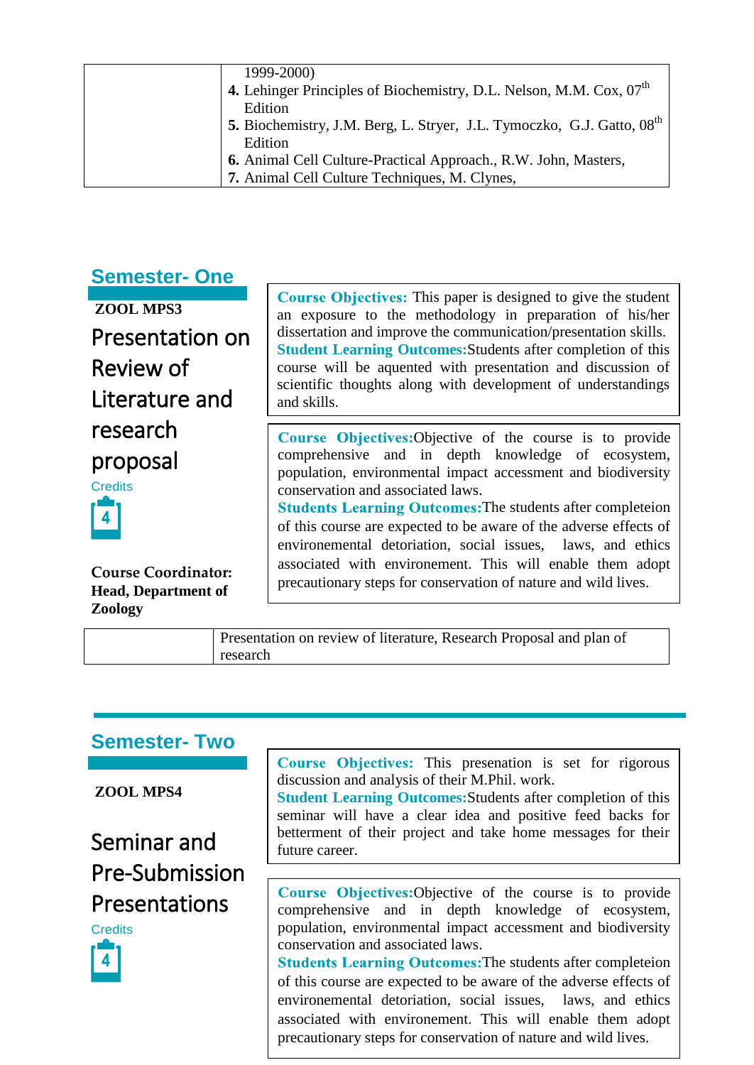| | 1999-2000)<br>**4.** Lehinger Principles of Biochemistry, D.L. Nelson, M.M. Cox, 07th Edition<br>**5.** Biochemistry, J.M. Berg, L. Stryer, J.L. Tymoczko, G.J. Gatto, 08th Edition<br>**6.** Animal Cell Culture-Practical Approach., R.W. John, Masters,<br>**7.** Animal Cell Culture Techniques, M. Clynes, |
|---|---|

## Semester- One

**ZOOL MPS3**

### Presentation on Review of Literature and research proposal

Credits

4

**Course Coordinator: Head, Department of Zoology**

**Course Objectives:** This paper is designed to give the student an exposure to the methodology in preparation of his/her dissertation and improve the communication/presentation skills.
**Student Learning Outcomes:**Students after completion of this course will be aquented with presentation and discussion of scientific thoughts along with development of understandings and skills.

**Course Objectives:**Objective of the course is to provide comprehensive and in depth knowledge of ecosystem, population, environmental impact accessment and biodiversity conservation and associated laws.
**Students Learning Outcomes:**The students after completeion of this course are expected to be aware of the adverse effects of environemental detoriation, social issues, laws, and ethics associated with environement. This will enable them adopt precautionary steps for conservation of nature and wild lives.

| | Presentation on review of literature, Research Proposal and plan of research |
|---|---|

## Semester- Two

**ZOOL MPS4**

### Seminar and Pre-Submission Presentations

Credits

4

**Course Objectives:** This presenation is set for rigorous discussion and analysis of their M.Phil. work.
**Student Learning Outcomes:**Students after completion of this seminar will have a clear idea and positive feed backs for betterment of their project and take home messages for their future career.

**Course Objectives:**Objective of the course is to provide comprehensive and in depth knowledge of ecosystem, population, environmental impact accessment and biodiversity conservation and associated laws.
**Students Learning Outcomes:**The students after completeion of this course are expected to be aware of the adverse effects of environemental detoriation, social issues, laws, and ethics associated with environement. This will enable them adopt precautionary steps for conservation of nature and wild lives.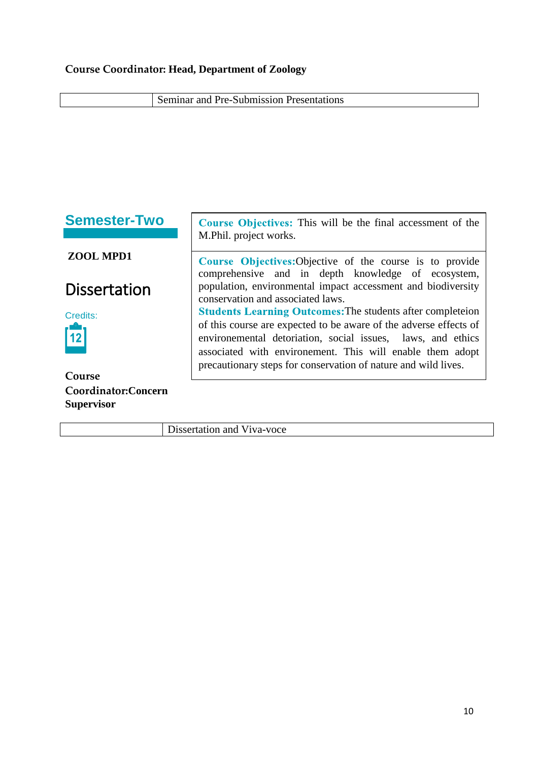**Course Coordinator: Head, Department of Zoology**

| | |
|---|---|
| | Seminar and Pre-Submission Presentations |

## Semester-Two

**ZOOL MPD1**

# Dissertation

Credits:

12

**Course Coordinator:Concern Supervisor**

**Course Objectives:** This will be the final accessment of the M.Phil. project works.

**Course Objectives:**Objective of the course is to provide comprehensive and in depth knowledge of ecosystem, population, environmental impact accessment and biodiversity conservation and associated laws.

**Students Learning Outcomes:**The students after completeion of this course are expected to be aware of the adverse effects of environemental detoriation, social issues, laws, and ethics associated with environement. This will enable them adopt precautionary steps for conservation of nature and wild lives.

| | |
|---|---|
| | Dissertation and Viva-voce |